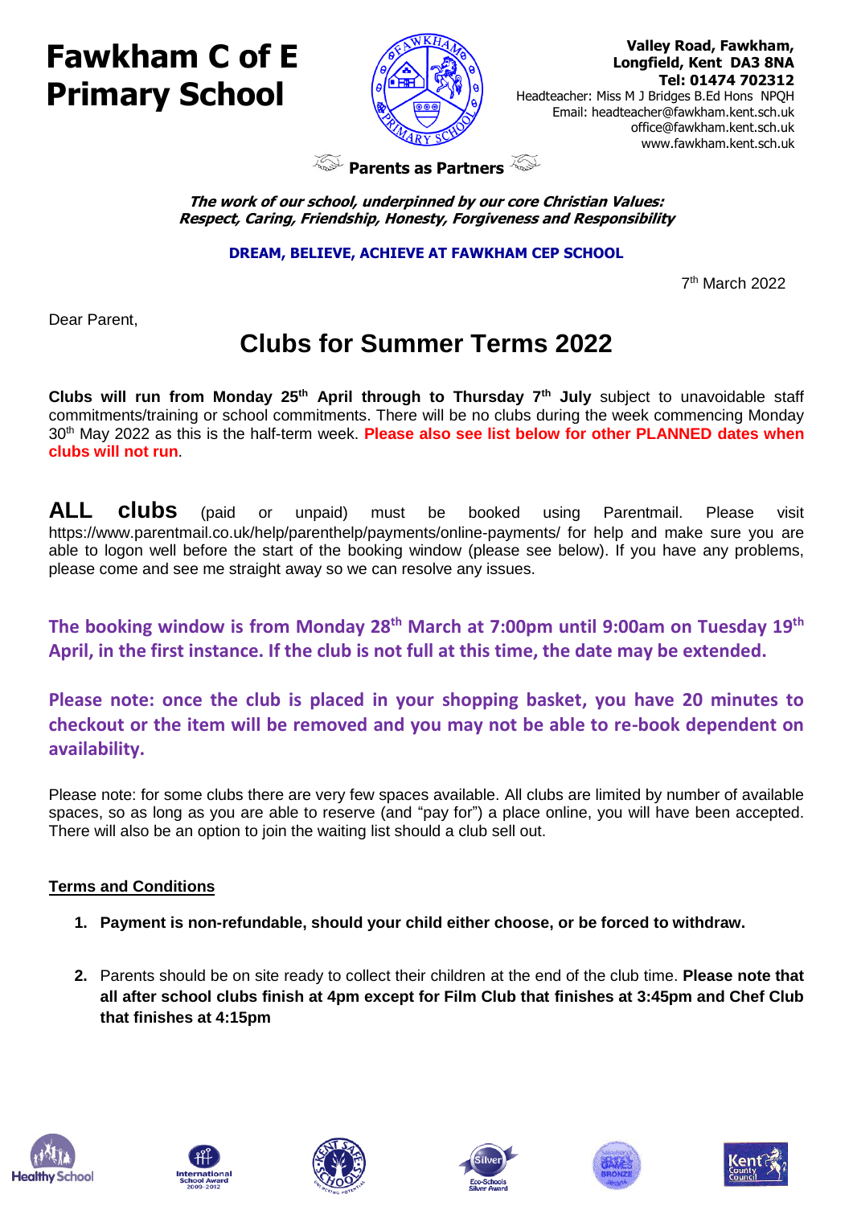# Fawkham C of E Primary School

**Valley Road, Fawkham,**
**Longfield, Kent DA3 8NA**
**Tel: 01474 702312**
Headteacher: Miss M J Bridges B.Ed Hons NPQH
Email: headteacher@fawkham.kent.sch.uk
office@fawkham.kent.sch.uk
www.fawkham.kent.sch.uk

**Parents as Partners**

***The work of our school, underpinned by our core Christian Values:***
***Respect, Caring, Friendship, Honesty, Forgiveness and Responsibility***

**DREAM, BELIEVE, ACHIEVE AT FAWKHAM CEP SCHOOL**

7th March 2022

Dear Parent,

## Clubs for Summer Terms 2022

**Clubs will run from Monday 25th April through to Thursday 7th July** subject to unavoidable staff commitments/training or school commitments. There will be no clubs during the week commencing Monday 30th May 2022 as this is the half-term week. **Please also see list below for other PLANNED dates when clubs will not run**.

**ALL clubs** (paid or unpaid) must be booked using Parentmail. Please visit https://www.parentmail.co.uk/help/parenthelp/payments/online-payments/ for help and make sure you are able to logon well before the start of the booking window (please see below). If you have any problems, please come and see me straight away so we can resolve any issues.

**The booking window is from Monday 28th March at 7:00pm until 9:00am on Tuesday 19th April, in the first instance. If the club is not full at this time, the date may be extended.**

**Please note: once the club is placed in your shopping basket, you have 20 minutes to checkout or the item will be removed and you may not be able to re-book dependent on availability.**

Please note: for some clubs there are very few spaces available. All clubs are limited by number of available spaces, so as long as you are able to reserve (and "pay for") a place online, you will have been accepted. There will also be an option to join the waiting list should a club sell out.

**Terms and Conditions**

1. **Payment is non-refundable, should your child either choose, or be forced to withdraw.**
2. Parents should be on site ready to collect their children at the end of the club time. **Please note that all after school clubs finish at 4pm except for Film Club that finishes at 3:45pm and Chef Club that finishes at 4:15pm**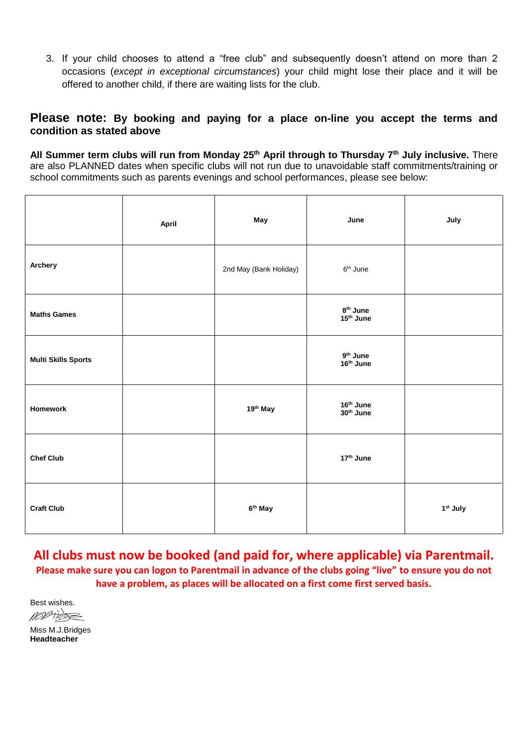3. If your child chooses to attend a "free club" and subsequently doesn't attend on more than 2 occasions (*except in exceptional circumstances*) your child might lose their place and it will be offered to another child, if there are waiting lists for the club.

**Please note: By booking and paying for a place on-line you accept the terms and condition as stated above**

**All Summer term clubs will run from Monday 25th April through to Thursday 7th July inclusive.** There are also PLANNED dates when specific clubs will not run due to unavoidable staff commitments/training or school commitments such as parents evenings and school performances, please see below:

| | April | May | June | July |
|---|---|---|---|---|
| **Archery** | | 2nd May (Bank Holiday) | 6th June | |
| **Maths Games** | | | **8th June**<br>**15th June** | |
| **Multi Skills Sports** | | | **9th June**<br>**16th June** | |
| **Homework** | | **19th May** | **16th June**<br>**30th June** | |
| **Chef Club** | | | **17th June** | |
| **Craft Club** | | **6th May** | | **1st July** |

**All clubs must now be booked (and paid for, where applicable) via Parentmail.**

**Please make sure you can logon to Parentmail in advance of the clubs going "live" to ensure you do not have a problem, as places will be allocated on a first come first served basis.**

Best wishes.

Miss M.J.Bridges
**Headteacher**